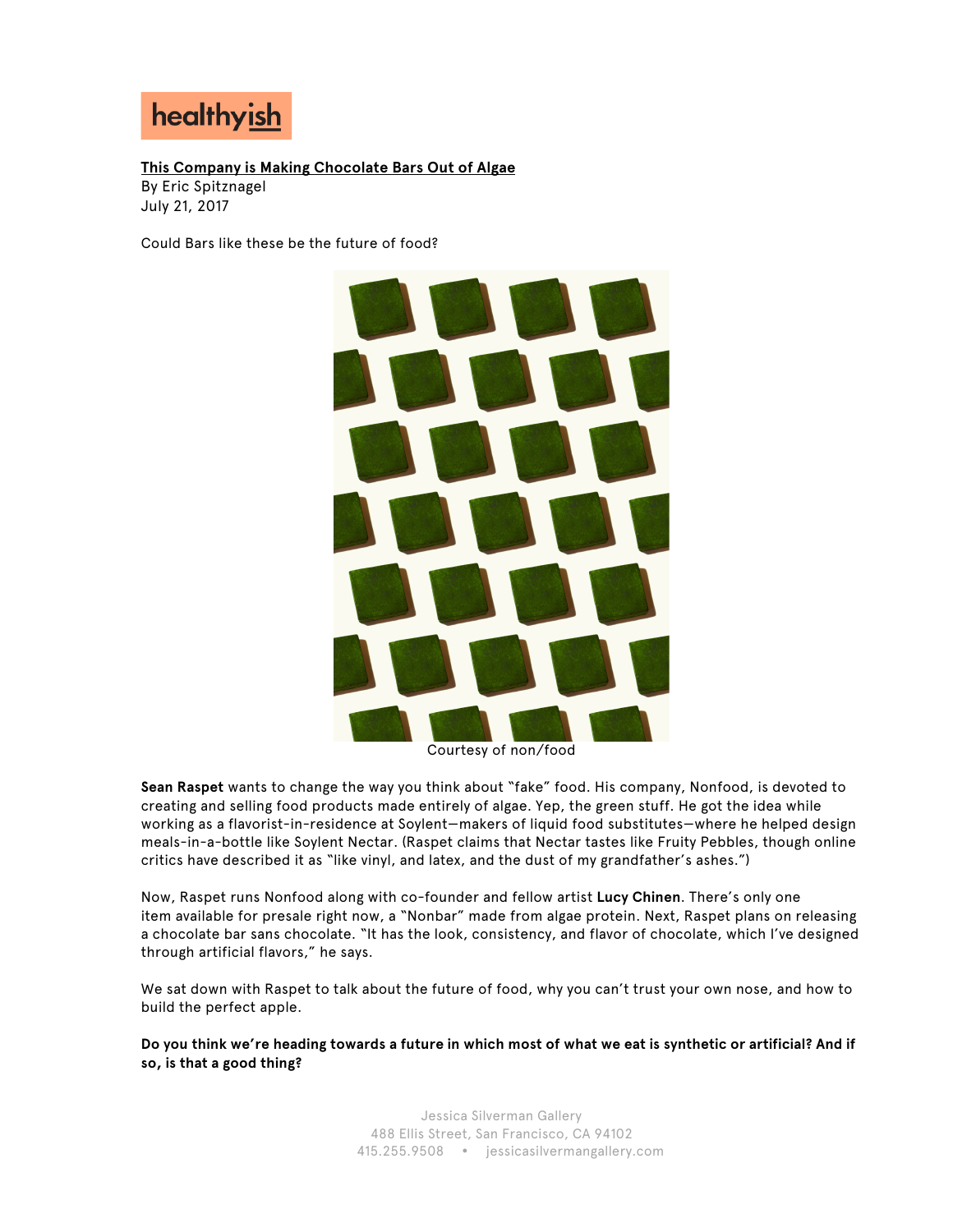healthyish

**This Company is Making Chocolate Bars Out of Algae**
By Eric Spitznagel
July 21, 2017

Could Bars like these be the future of food?

Courtesy of non/food

**Sean Raspet** wants to change the way you think about "fake" food. His company, Nonfood, is devoted to creating and selling food products made entirely of algae. Yep, the green stuff. He got the idea while working as a flavorist-in-residence at Soylent—makers of liquid food substitutes—where he helped design meals-in-a-bottle like Soylent Nectar. (Raspet claims that Nectar tastes like Fruity Pebbles, though online critics have described it as "like vinyl, and latex, and the dust of my grandfather's ashes.")

Now, Raspet runs Nonfood along with co-founder and fellow artist **Lucy Chinen**. There's only one item available for presale right now, a "Nonbar" made from algae protein. Next, Raspet plans on releasing a chocolate bar sans chocolate. "It has the look, consistency, and flavor of chocolate, which I've designed through artificial flavors," he says.

We sat down with Raspet to talk about the future of food, why you can't trust your own nose, and how to build the perfect apple.

**Do you think we're heading towards a future in which most of what we eat is synthetic or artificial? And if so, is that a good thing?**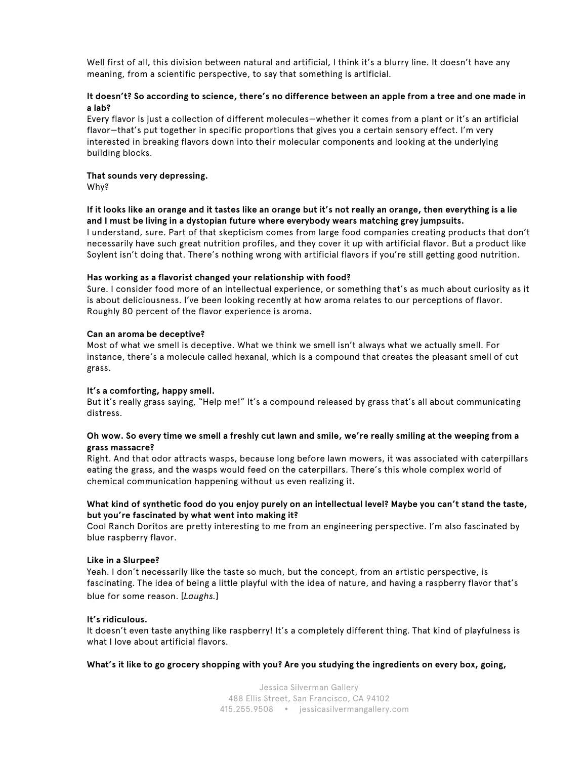Well first of all, this division between natural and artificial, I think it's a blurry line. It doesn't have any meaning, from a scientific perspective, to say that something is artificial.

**It doesn't? So according to science, there's no difference between an apple from a tree and one made in a lab?**
Every flavor is just a collection of different molecules—whether it comes from a plant or it's an artificial flavor—that's put together in specific proportions that gives you a certain sensory effect. I'm very interested in breaking flavors down into their molecular components and looking at the underlying building blocks.

**That sounds very depressing.**
Why?

**If it looks like an orange and it tastes like an orange but it's not really an orange, then everything is a lie and I must be living in a dystopian future where everybody wears matching grey jumpsuits.**
I understand, sure. Part of that skepticism comes from large food companies creating products that don't necessarily have such great nutrition profiles, and they cover it up with artificial flavor. But a product like Soylent isn't doing that. There's nothing wrong with artificial flavors if you're still getting good nutrition.

**Has working as a flavorist changed your relationship with food?**
Sure. I consider food more of an intellectual experience, or something that's as much about curiosity as it is about deliciousness. I've been looking recently at how aroma relates to our perceptions of flavor. Roughly 80 percent of the flavor experience is aroma.

**Can an aroma be deceptive?**
Most of what we smell is deceptive. What we think we smell isn't always what we actually smell. For instance, there's a molecule called hexanal, which is a compound that creates the pleasant smell of cut grass.

**It's a comforting, happy smell.**
But it's really grass saying, "Help me!" It's a compound released by grass that's all about communicating distress.

**Oh wow. So every time we smell a freshly cut lawn and smile, we're really smiling at the weeping from a grass massacre?**
Right. And that odor attracts wasps, because long before lawn mowers, it was associated with caterpillars eating the grass, and the wasps would feed on the caterpillars. There's this whole complex world of chemical communication happening without us even realizing it.

**What kind of synthetic food do you enjoy purely on an intellectual level? Maybe you can't stand the taste, but you're fascinated by what went into making it?**
Cool Ranch Doritos are pretty interesting to me from an engineering perspective. I'm also fascinated by blue raspberry flavor.

**Like in a Slurpee?**
Yeah. I don't necessarily like the taste so much, but the concept, from an artistic perspective, is fascinating. The idea of being a little playful with the idea of nature, and having a raspberry flavor that's blue for some reason. [*Laughs.*]

**It's ridiculous.**
It doesn't even taste anything like raspberry! It's a completely different thing. That kind of playfulness is what I love about artificial flavors.

**What's it like to go grocery shopping with you? Are you studying the ingredients on every box, going,**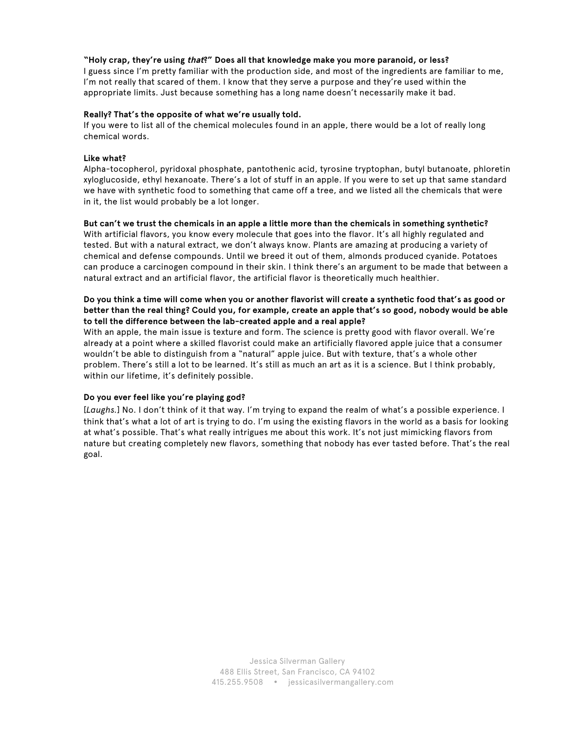**"Holy crap, they're using *that*?" Does all that knowledge make you more paranoid, or less?**
I guess since I'm pretty familiar with the production side, and most of the ingredients are familiar to me, I'm not really that scared of them. I know that they serve a purpose and they're used within the appropriate limits. Just because something has a long name doesn't necessarily make it bad.

**Really? That's the opposite of what we're usually told.**
If you were to list all of the chemical molecules found in an apple, there would be a lot of really long chemical words.

**Like what?**
Alpha-tocopherol, pyridoxal phosphate, pantothenic acid, tyrosine tryptophan, butyl butanoate, phloretin xyloglucoside, ethyl hexanoate. There's a lot of stuff in an apple. If you were to set up that same standard we have with synthetic food to something that came off a tree, and we listed all the chemicals that were in it, the list would probably be a lot longer.

**But can't we trust the chemicals in an apple a little more than the chemicals in something synthetic?**
With artificial flavors, you know every molecule that goes into the flavor. It's all highly regulated and tested. But with a natural extract, we don't always know. Plants are amazing at producing a variety of chemical and defense compounds. Until we breed it out of them, almonds produced cyanide. Potatoes can produce a carcinogen compound in their skin. I think there's an argument to be made that between a natural extract and an artificial flavor, the artificial flavor is theoretically much healthier.

**Do you think a time will come when you or another flavorist will create a synthetic food that's as good or better than the real thing? Could you, for example, create an apple that's so good, nobody would be able to tell the difference between the lab-created apple and a real apple?**
With an apple, the main issue is texture and form. The science is pretty good with flavor overall. We're already at a point where a skilled flavorist could make an artificially flavored apple juice that a consumer wouldn't be able to distinguish from a "natural" apple juice. But with texture, that's a whole other problem. There's still a lot to be learned. It's still as much an art as it is a science. But I think probably, within our lifetime, it's definitely possible.

**Do you ever feel like you're playing god?**
[*Laughs.*] No. I don't think of it that way. I'm trying to expand the realm of what's a possible experience. I think that's what a lot of art is trying to do. I'm using the existing flavors in the world as a basis for looking at what's possible. That's what really intrigues me about this work. It's not just mimicking flavors from nature but creating completely new flavors, something that nobody has ever tasted before. That's the real goal.